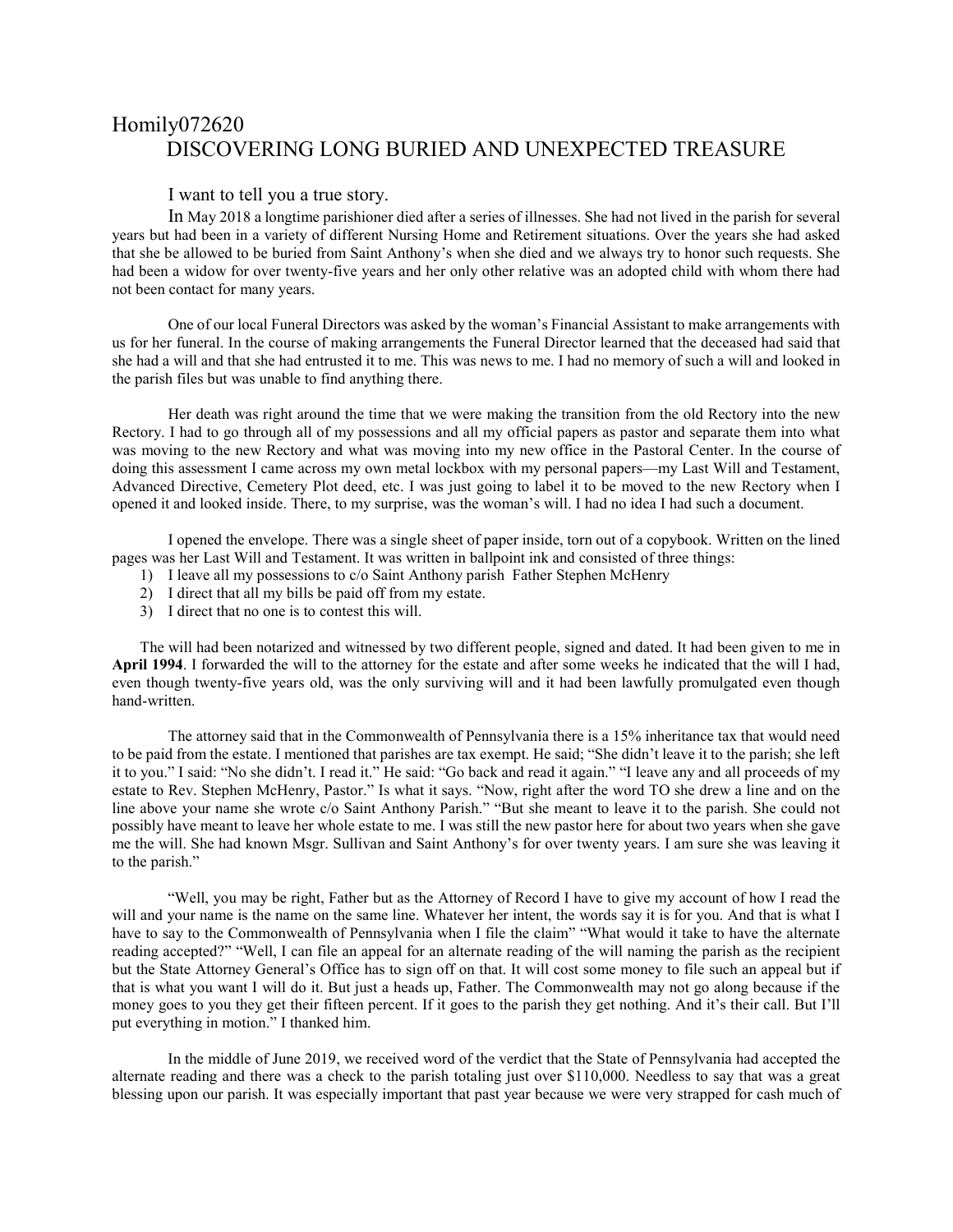# Homily072620
## DISCOVERING LONG BURIED AND UNEXPECTED TREASURE

I want to tell you a true story.

In May 2018 a longtime parishioner died after a series of illnesses. She had not lived in the parish for several years but had been in a variety of different Nursing Home and Retirement situations. Over the years she had asked that she be allowed to be buried from Saint Anthony's when she died and we always try to honor such requests. She had been a widow for over twenty-five years and her only other relative was an adopted child with whom there had not been contact for many years.

One of our local Funeral Directors was asked by the woman's Financial Assistant to make arrangements with us for her funeral. In the course of making arrangements the Funeral Director learned that the deceased had said that she had a will and that she had entrusted it to me. This was news to me. I had no memory of such a will and looked in the parish files but was unable to find anything there.

Her death was right around the time that we were making the transition from the old Rectory into the new Rectory. I had to go through all of my possessions and all my official papers as pastor and separate them into what was moving to the new Rectory and what was moving into my new office in the Pastoral Center. In the course of doing this assessment I came across my own metal lockbox with my personal papers—my Last Will and Testament, Advanced Directive, Cemetery Plot deed, etc. I was just going to label it to be moved to the new Rectory when I opened it and looked inside. There, to my surprise, was the woman's will. I had no idea I had such a document.

I opened the envelope. There was a single sheet of paper inside, torn out of a copybook. Written on the lined pages was her Last Will and Testament. It was written in ballpoint ink and consisted of three things:

1) I leave all my possessions to c/o Saint Anthony parish Father Stephen McHenry
2) I direct that all my bills be paid off from my estate.
3) I direct that no one is to contest this will.

The will had been notarized and witnessed by two different people, signed and dated. It had been given to me in **April 1994**. I forwarded the will to the attorney for the estate and after some weeks he indicated that the will I had, even though twenty-five years old, was the only surviving will and it had been lawfully promulgated even though hand-written.

The attorney said that in the Commonwealth of Pennsylvania there is a 15% inheritance tax that would need to be paid from the estate. I mentioned that parishes are tax exempt. He said; "She didn't leave it to the parish; she left it to you." I said: "No she didn't. I read it." He said: "Go back and read it again." "I leave any and all proceeds of my estate to Rev. Stephen McHenry, Pastor." Is what it says. "Now, right after the word TO she drew a line and on the line above your name she wrote c/o Saint Anthony Parish." "But she meant to leave it to the parish. She could not possibly have meant to leave her whole estate to me. I was still the new pastor here for about two years when she gave me the will. She had known Msgr. Sullivan and Saint Anthony's for over twenty years. I am sure she was leaving it to the parish."

"Well, you may be right, Father but as the Attorney of Record I have to give my account of how I read the will and your name is the name on the same line. Whatever her intent, the words say it is for you. And that is what I have to say to the Commonwealth of Pennsylvania when I file the claim" "What would it take to have the alternate reading accepted?" "Well, I can file an appeal for an alternate reading of the will naming the parish as the recipient but the State Attorney General's Office has to sign off on that. It will cost some money to file such an appeal but if that is what you want I will do it. But just a heads up, Father. The Commonwealth may not go along because if the money goes to you they get their fifteen percent. If it goes to the parish they get nothing. And it's their call. But I'll put everything in motion." I thanked him.

In the middle of June 2019, we received word of the verdict that the State of Pennsylvania had accepted the alternate reading and there was a check to the parish totaling just over $110,000. Needless to say that was a great blessing upon our parish. It was especially important that past year because we were very strapped for cash much of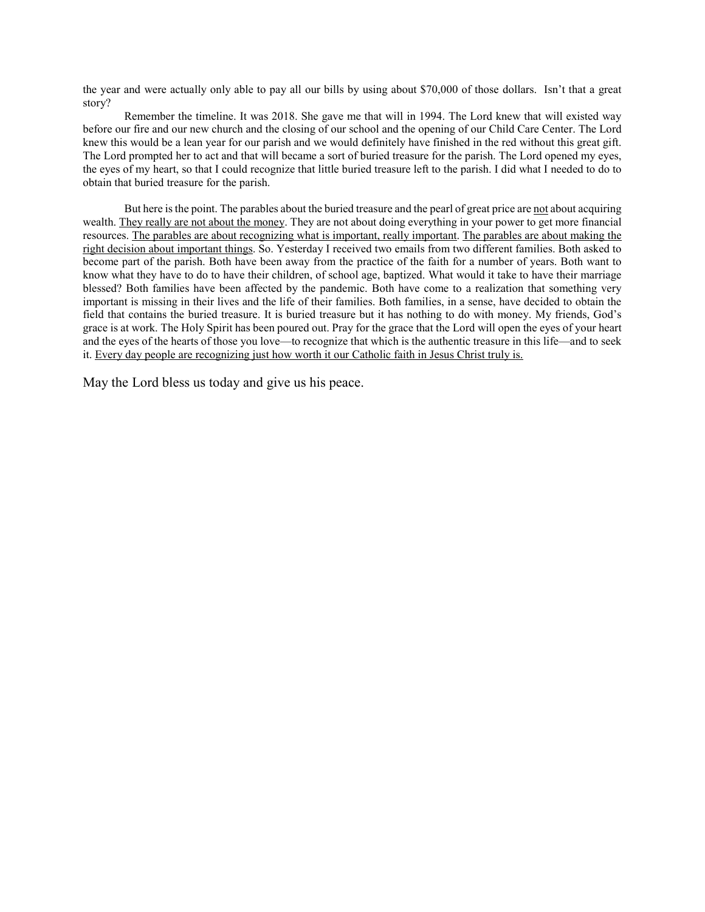the year and were actually only able to pay all our bills by using about $70,000 of those dollars. Isn't that a great story?

Remember the timeline. It was 2018. She gave me that will in 1994. The Lord knew that will existed way before our fire and our new church and the closing of our school and the opening of our Child Care Center. The Lord knew this would be a lean year for our parish and we would definitely have finished in the red without this great gift. The Lord prompted her to act and that will became a sort of buried treasure for the parish. The Lord opened my eyes, the eyes of my heart, so that I could recognize that little buried treasure left to the parish. I did what I needed to do to obtain that buried treasure for the parish.

But here is the point. The parables about the buried treasure and the pearl of great price are <u>not</u> about acquiring wealth. <u>They really are not about the money</u>. They are not about doing everything in your power to get more financial resources. <u>The parables are about recognizing what is important, really important</u>. <u>The parables are about making the right decision about important things</u>. So. Yesterday I received two emails from two different families. Both asked to become part of the parish. Both have been away from the practice of the faith for a number of years. Both want to know what they have to do to have their children, of school age, baptized. What would it take to have their marriage blessed? Both families have been affected by the pandemic. Both have come to a realization that something very important is missing in their lives and the life of their families. Both families, in a sense, have decided to obtain the field that contains the buried treasure. It is buried treasure but it has nothing to do with money. My friends, God's grace is at work. The Holy Spirit has been poured out. Pray for the grace that the Lord will open the eyes of your heart and the eyes of the hearts of those you love—to recognize that which is the authentic treasure in this life—and to seek it. <u>Every day people are recognizing just how worth it our Catholic faith in Jesus Christ truly is.</u>

May the Lord bless us today and give us his peace.